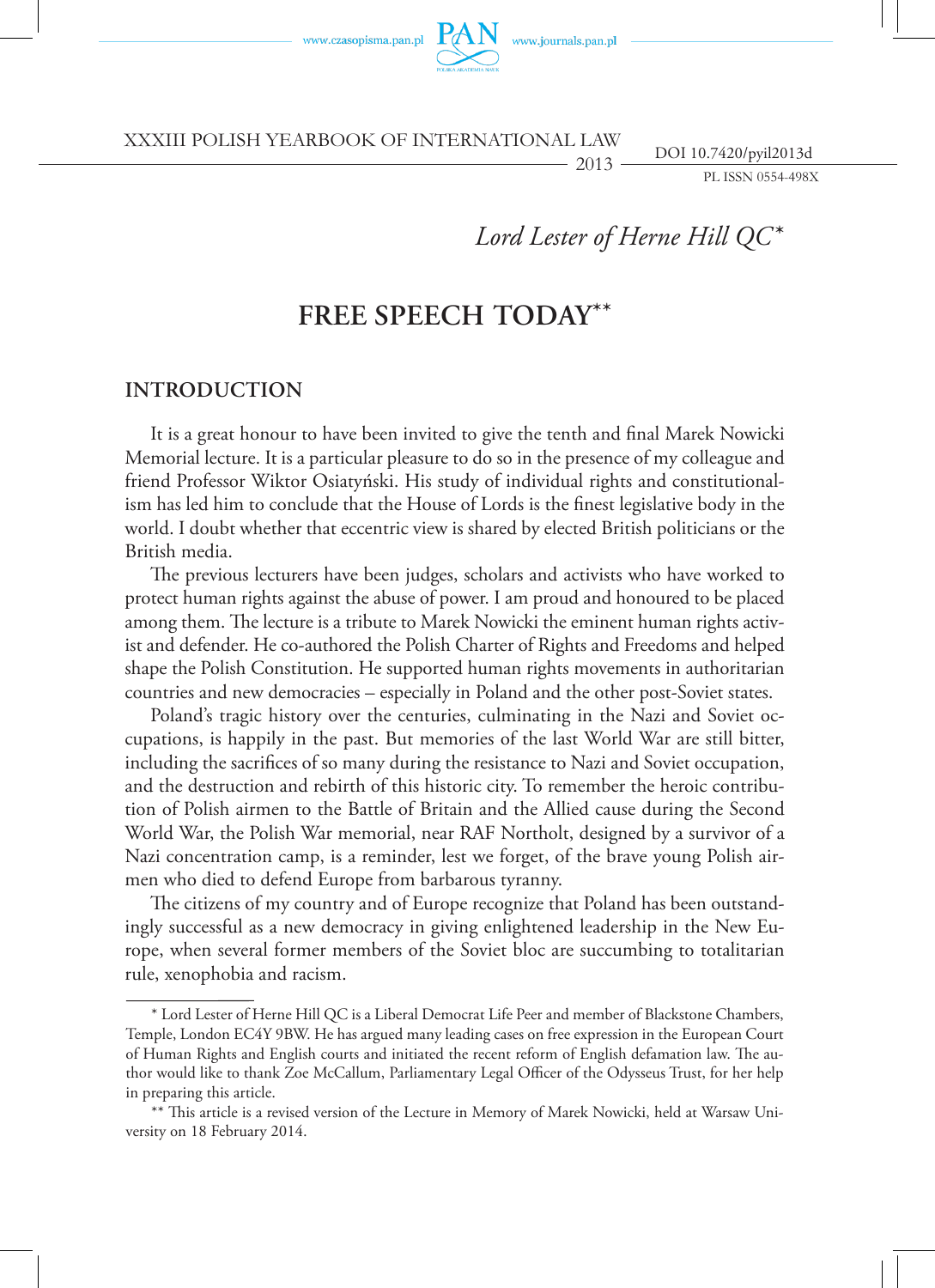*Lord Lester of Herne Hill QC**

# FREE SPEECH TODAY**

## INTRODUCTION

It is a great honour to have been invited to give the tenth and final Marek Nowicki Memorial lecture. It is a particular pleasure to do so in the presence of my colleague and friend Professor Wiktor Osiatyński. His study of individual rights and constitutionalism has led him to conclude that the House of Lords is the finest legislative body in the world. I doubt whether that eccentric view is shared by elected British politicians or the British media.

The previous lecturers have been judges, scholars and activists who have worked to protect human rights against the abuse of power. I am proud and honoured to be placed among them. The lecture is a tribute to Marek Nowicki the eminent human rights activist and defender. He co-authored the Polish Charter of Rights and Freedoms and helped shape the Polish Constitution. He supported human rights movements in authoritarian countries and new democracies – especially in Poland and the other post-Soviet states.

Poland's tragic history over the centuries, culminating in the Nazi and Soviet occupations, is happily in the past. But memories of the last World War are still bitter, including the sacrifices of so many during the resistance to Nazi and Soviet occupation, and the destruction and rebirth of this historic city. To remember the heroic contribution of Polish airmen to the Battle of Britain and the Allied cause during the Second World War, the Polish War memorial, near RAF Northolt, designed by a survivor of a Nazi concentration camp, is a reminder, lest we forget, of the brave young Polish airmen who died to defend Europe from barbarous tyranny.

The citizens of my country and of Europe recognize that Poland has been outstandingly successful as a new democracy in giving enlightened leadership in the New Europe, when several former members of the Soviet bloc are succumbing to totalitarian rule, xenophobia and racism.

---

* Lord Lester of Herne Hill QC is a Liberal Democrat Life Peer and member of Blackstone Chambers, Temple, London EC4Y 9BW. He has argued many leading cases on free expression in the European Court of Human Rights and English courts and initiated the recent reform of English defamation law. The author would like to thank Zoe McCallum, Parliamentary Legal Officer of the Odysseus Trust, for her help in preparing this article.

** This article is a revised version of the Lecture in Memory of Marek Nowicki, held at Warsaw University on 18 February 2014.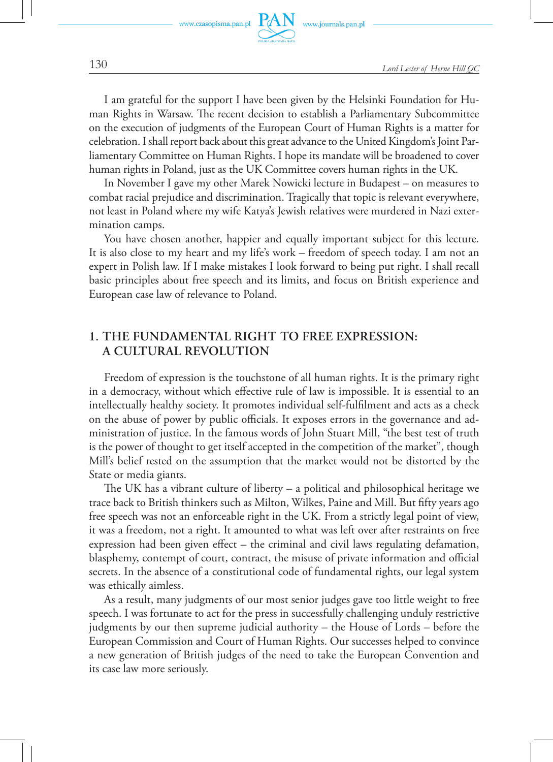I am grateful for the support I have been given by the Helsinki Foundation for Human Rights in Warsaw. The recent decision to establish a Parliamentary Subcommittee on the execution of judgments of the European Court of Human Rights is a matter for celebration. I shall report back about this great advance to the United Kingdom's Joint Parliamentary Committee on Human Rights. I hope its mandate will be broadened to cover human rights in Poland, just as the UK Committee covers human rights in the UK.

In November I gave my other Marek Nowicki lecture in Budapest – on measures to combat racial prejudice and discrimination. Tragically that topic is relevant everywhere, not least in Poland where my wife Katya's Jewish relatives were murdered in Nazi extermination camps.

You have chosen another, happier and equally important subject for this lecture. It is also close to my heart and my life's work – freedom of speech today. I am not an expert in Polish law. If I make mistakes I look forward to being put right. I shall recall basic principles about free speech and its limits, and focus on British experience and European case law of relevance to Poland.

## 1. THE FUNDAMENTAL RIGHT TO FREE EXPRESSION: A CULTURAL REVOLUTION

Freedom of expression is the touchstone of all human rights. It is the primary right in a democracy, without which effective rule of law is impossible. It is essential to an intellectually healthy society. It promotes individual self-fulfilment and acts as a check on the abuse of power by public officials. It exposes errors in the governance and administration of justice. In the famous words of John Stuart Mill, "the best test of truth is the power of thought to get itself accepted in the competition of the market", though Mill's belief rested on the assumption that the market would not be distorted by the State or media giants.

The UK has a vibrant culture of liberty – a political and philosophical heritage we trace back to British thinkers such as Milton, Wilkes, Paine and Mill. But fifty years ago free speech was not an enforceable right in the UK. From a strictly legal point of view, it was a freedom, not a right. It amounted to what was left over after restraints on free expression had been given effect – the criminal and civil laws regulating defamation, blasphemy, contempt of court, contract, the misuse of private information and official secrets. In the absence of a constitutional code of fundamental rights, our legal system was ethically aimless.

As a result, many judgments of our most senior judges gave too little weight to free speech. I was fortunate to act for the press in successfully challenging unduly restrictive judgments by our then supreme judicial authority – the House of Lords – before the European Commission and Court of Human Rights. Our successes helped to convince a new generation of British judges of the need to take the European Convention and its case law more seriously.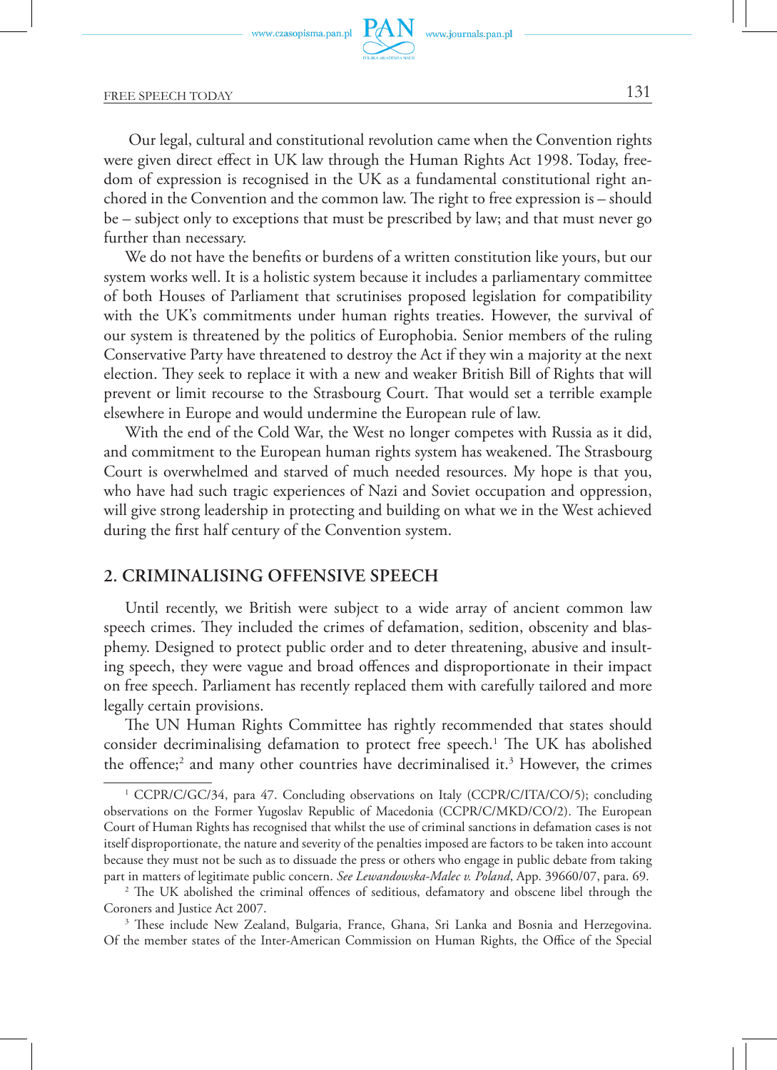Our legal, cultural and constitutional revolution came when the Convention rights were given direct effect in UK law through the Human Rights Act 1998. Today, freedom of expression is recognised in the UK as a fundamental constitutional right anchored in the Convention and the common law. The right to free expression is – should be – subject only to exceptions that must be prescribed by law; and that must never go further than necessary.

We do not have the benefits or burdens of a written constitution like yours, but our system works well. It is a holistic system because it includes a parliamentary committee of both Houses of Parliament that scrutinises proposed legislation for compatibility with the UK's commitments under human rights treaties. However, the survival of our system is threatened by the politics of Europhobia. Senior members of the ruling Conservative Party have threatened to destroy the Act if they win a majority at the next election. They seek to replace it with a new and weaker British Bill of Rights that will prevent or limit recourse to the Strasbourg Court. That would set a terrible example elsewhere in Europe and would undermine the European rule of law.

With the end of the Cold War, the West no longer competes with Russia as it did, and commitment to the European human rights system has weakened. The Strasbourg Court is overwhelmed and starved of much needed resources. My hope is that you, who have had such tragic experiences of Nazi and Soviet occupation and oppression, will give strong leadership in protecting and building on what we in the West achieved during the first half century of the Convention system.

## 2. CRIMINALISING OFFENSIVE SPEECH

Until recently, we British were subject to a wide array of ancient common law speech crimes. They included the crimes of defamation, sedition, obscenity and blasphemy. Designed to protect public order and to deter threatening, abusive and insulting speech, they were vague and broad offences and disproportionate in their impact on free speech. Parliament has recently replaced them with carefully tailored and more legally certain provisions.

The UN Human Rights Committee has rightly recommended that states should consider decriminalising defamation to protect free speech.[1] The UK has abolished the offence;[2] and many other countries have decriminalised it.[3] However, the crimes

---

[1] CCPR/C/GC/34, para 47. Concluding observations on Italy (CCPR/C/ITA/CO/5); concluding observations on the Former Yugoslav Republic of Macedonia (CCPR/C/MKD/CO/2). The European Court of Human Rights has recognised that whilst the use of criminal sanctions in defamation cases is not itself disproportionate, the nature and severity of the penalties imposed are factors to be taken into account because they must not be such as to dissuade the press or others who engage in public debate from taking part in matters of legitimate public concern. *See Lewandowska-Malec v. Poland*, App. 39660/07, para. 69.

[2] The UK abolished the criminal offences of seditious, defamatory and obscene libel through the Coroners and Justice Act 2007.

[3] These include New Zealand, Bulgaria, France, Ghana, Sri Lanka and Bosnia and Herzegovina. Of the member states of the Inter-American Commission on Human Rights, the Office of the Special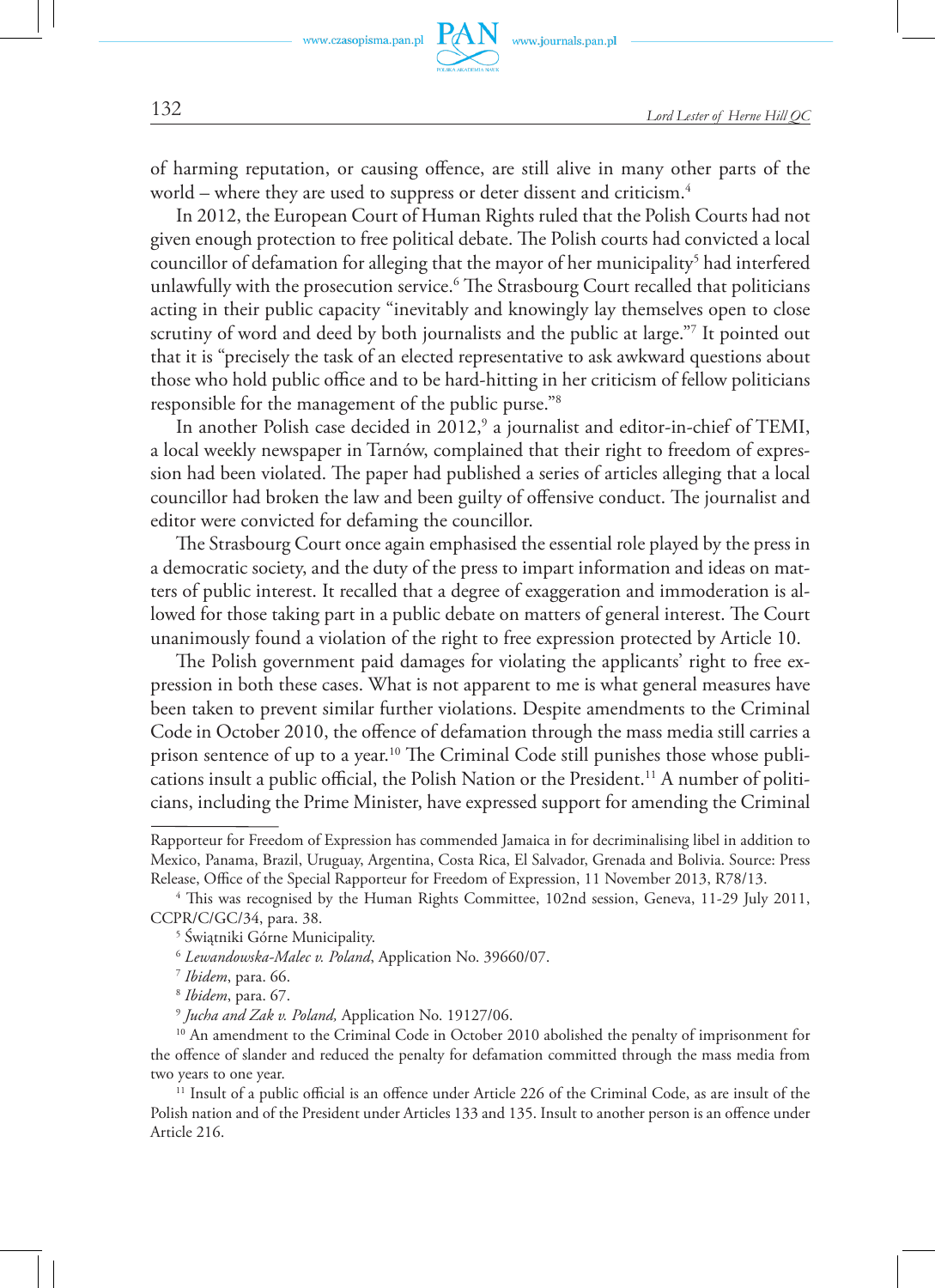of harming reputation, or causing offence, are still alive in many other parts of the world – where they are used to suppress or deter dissent and criticism.[4]

In 2012, the European Court of Human Rights ruled that the Polish Courts had not given enough protection to free political debate. The Polish courts had convicted a local councillor of defamation for alleging that the mayor of her municipality[5] had interfered unlawfully with the prosecution service.[6] The Strasbourg Court recalled that politicians acting in their public capacity "inevitably and knowingly lay themselves open to close scrutiny of word and deed by both journalists and the public at large."[7] It pointed out that it is "precisely the task of an elected representative to ask awkward questions about those who hold public office and to be hard-hitting in her criticism of fellow politicians responsible for the management of the public purse."[8]

In another Polish case decided in 2012,[9] a journalist and editor-in-chief of TEMI, a local weekly newspaper in Tarnów, complained that their right to freedom of expression had been violated. The paper had published a series of articles alleging that a local councillor had broken the law and been guilty of offensive conduct. The journalist and editor were convicted for defaming the councillor.

The Strasbourg Court once again emphasised the essential role played by the press in a democratic society, and the duty of the press to impart information and ideas on matters of public interest. It recalled that a degree of exaggeration and immoderation is allowed for those taking part in a public debate on matters of general interest. The Court unanimously found a violation of the right to free expression protected by Article 10.

The Polish government paid damages for violating the applicants' right to free expression in both these cases. What is not apparent to me is what general measures have been taken to prevent similar further violations. Despite amendments to the Criminal Code in October 2010, the offence of defamation through the mass media still carries a prison sentence of up to a year.[10] The Criminal Code still punishes those whose publications insult a public official, the Polish Nation or the President.[11] A number of politicians, including the Prime Minister, have expressed support for amending the Criminal

---

Rapporteur for Freedom of Expression has commended Jamaica in for decriminalising libel in addition to Mexico, Panama, Brazil, Uruguay, Argentina, Costa Rica, El Salvador, Grenada and Bolivia. Source: Press Release, Office of the Special Rapporteur for Freedom of Expression, 11 November 2013, R78/13.

[4] This was recognised by the Human Rights Committee, 102nd session, Geneva, 11-29 July 2011, CCPR/C/GC/34, para. 38.

[5] Świątniki Górne Municipality.

[6] *Lewandowska-Malec v. Poland*, Application No. 39660/07.

[7] *Ibidem*, para. 66.

[8] *Ibidem*, para. 67.

[9] *Jucha and Zak v. Poland*, Application No. 19127/06.

[10] An amendment to the Criminal Code in October 2010 abolished the penalty of imprisonment for the offence of slander and reduced the penalty for defamation committed through the mass media from two years to one year.

[11] Insult of a public official is an offence under Article 226 of the Criminal Code, as are insult of the Polish nation and of the President under Articles 133 and 135. Insult to another person is an offence under Article 216.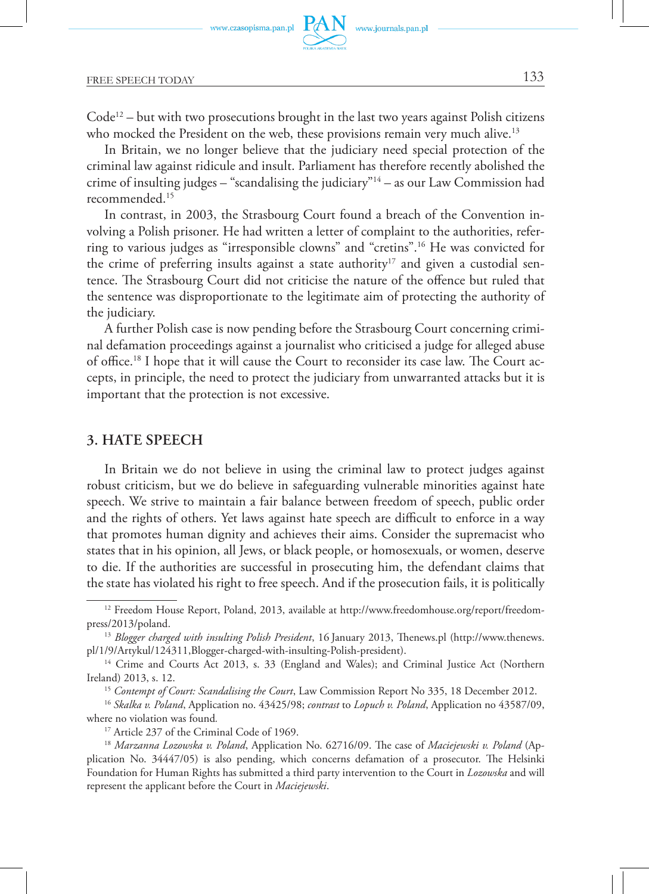Code[12] – but with two prosecutions brought in the last two years against Polish citizens who mocked the President on the web, these provisions remain very much alive.[13]

In Britain, we no longer believe that the judiciary need special protection of the criminal law against ridicule and insult. Parliament has therefore recently abolished the crime of insulting judges – "scandalising the judiciary"[14] – as our Law Commission had recommended.[15]

In contrast, in 2003, the Strasbourg Court found a breach of the Convention involving a Polish prisoner. He had written a letter of complaint to the authorities, referring to various judges as "irresponsible clowns" and "cretins".[16] He was convicted for the crime of preferring insults against a state authority[17] and given a custodial sentence. The Strasbourg Court did not criticise the nature of the offence but ruled that the sentence was disproportionate to the legitimate aim of protecting the authority of the judiciary.

A further Polish case is now pending before the Strasbourg Court concerning criminal defamation proceedings against a journalist who criticised a judge for alleged abuse of office.[18] I hope that it will cause the Court to reconsider its case law. The Court accepts, in principle, the need to protect the judiciary from unwarranted attacks but it is important that the protection is not excessive.

## 3. HATE SPEECH

In Britain we do not believe in using the criminal law to protect judges against robust criticism, but we do believe in safeguarding vulnerable minorities against hate speech. We strive to maintain a fair balance between freedom of speech, public order and the rights of others. Yet laws against hate speech are difficult to enforce in a way that promotes human dignity and achieves their aims. Consider the supremacist who states that in his opinion, all Jews, or black people, or homosexuals, or women, deserve to die. If the authorities are successful in prosecuting him, the defendant claims that the state has violated his right to free speech. And if the prosecution fails, it is politically

---

[12] Freedom House Report, Poland, 2013, available at http://www.freedomhouse.org/report/freedom-press/2013/poland.

[13] *Blogger charged with insulting Polish President*, 16 January 2013, Thenews.pl (http://www.thenews.pl/1/9/Artykul/124311,Blogger-charged-with-insulting-Polish-president).

[14] Crime and Courts Act 2013, s. 33 (England and Wales); and Criminal Justice Act (Northern Ireland) 2013, s. 12.

[15] *Contempt of Court: Scandalising the Court*, Law Commission Report No 335, 18 December 2012.

[16] *Skalka v. Poland*, Application no. 43425/98; *contrast* to *Lopuch v. Poland*, Application no 43587/09, where no violation was found.

[17] Article 237 of the Criminal Code of 1969.

[18] *Marzanna Lozowska v. Poland*, Application No. 62716/09. The case of *Maciejewski v. Poland* (Application No. 34447/05) is also pending, which concerns defamation of a prosecutor. The Helsinki Foundation for Human Rights has submitted a third party intervention to the Court in *Lozowska* and will represent the applicant before the Court in *Maciejewski*.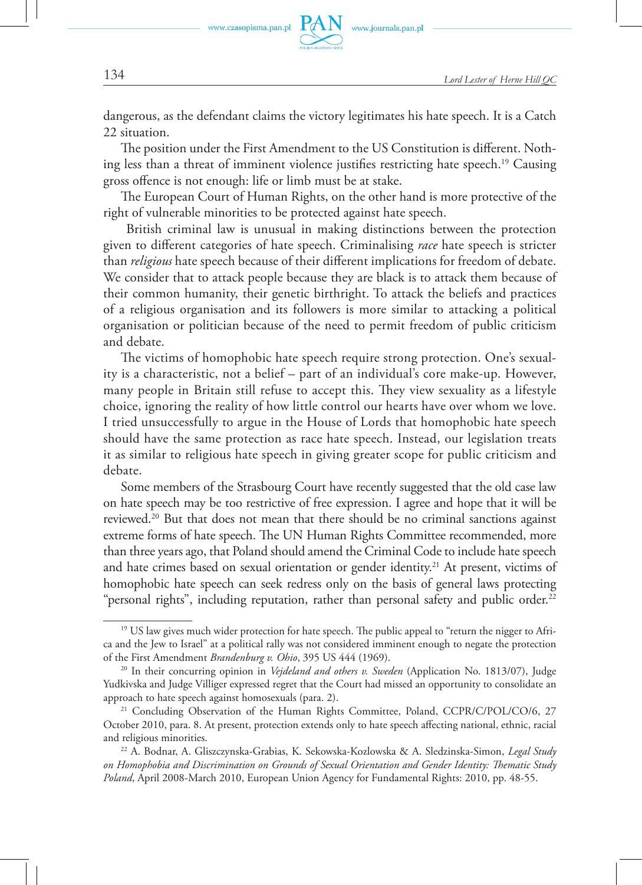dangerous, as the defendant claims the victory legitimates his hate speech. It is a Catch 22 situation.

The position under the First Amendment to the US Constitution is different. Nothing less than a threat of imminent violence justifies restricting hate speech.[19] Causing gross offence is not enough: life or limb must be at stake.

The European Court of Human Rights, on the other hand is more protective of the right of vulnerable minorities to be protected against hate speech.

British criminal law is unusual in making distinctions between the protection given to different categories of hate speech. Criminalising *race* hate speech is stricter than *religious* hate speech because of their different implications for freedom of debate. We consider that to attack people because they are black is to attack them because of their common humanity, their genetic birthright. To attack the beliefs and practices of a religious organisation and its followers is more similar to attacking a political organisation or politician because of the need to permit freedom of public criticism and debate.

The victims of homophobic hate speech require strong protection. One's sexuality is a characteristic, not a belief – part of an individual's core make-up. However, many people in Britain still refuse to accept this. They view sexuality as a lifestyle choice, ignoring the reality of how little control our hearts have over whom we love. I tried unsuccessfully to argue in the House of Lords that homophobic hate speech should have the same protection as race hate speech. Instead, our legislation treats it as similar to religious hate speech in giving greater scope for public criticism and debate.

Some members of the Strasbourg Court have recently suggested that the old case law on hate speech may be too restrictive of free expression. I agree and hope that it will be reviewed.[20] But that does not mean that there should be no criminal sanctions against extreme forms of hate speech. The UN Human Rights Committee recommended, more than three years ago, that Poland should amend the Criminal Code to include hate speech and hate crimes based on sexual orientation or gender identity.[21] At present, victims of homophobic hate speech can seek redress only on the basis of general laws protecting "personal rights", including reputation, rather than personal safety and public order.[22]

---

[19] US law gives much wider protection for hate speech. The public appeal to "return the nigger to Africa and the Jew to Israel" at a political rally was not considered imminent enough to negate the protection of the First Amendment *Brandenburg v. Ohio*, 395 US 444 (1969).

[20] In their concurring opinion in *Vejdeland and others v. Sweden* (Application No. 1813/07), Judge Yudkivska and Judge Villiger expressed regret that the Court had missed an opportunity to consolidate an approach to hate speech against homosexuals (para. 2).

[21] Concluding Observation of the Human Rights Committee, Poland, CCPR/C/POL/CO/6, 27 October 2010, para. 8. At present, protection extends only to hate speech affecting national, ethnic, racial and religious minorities.

[22] A. Bodnar, A. Gliszczynska-Grabias, K. Sekowska-Kozlowska & A. Sledzinska-Simon, *Legal Study on Homophobia and Discrimination on Grounds of Sexual Orientation and Gender Identity: Thematic Study Poland*, April 2008-March 2010, European Union Agency for Fundamental Rights: 2010, pp. 48-55.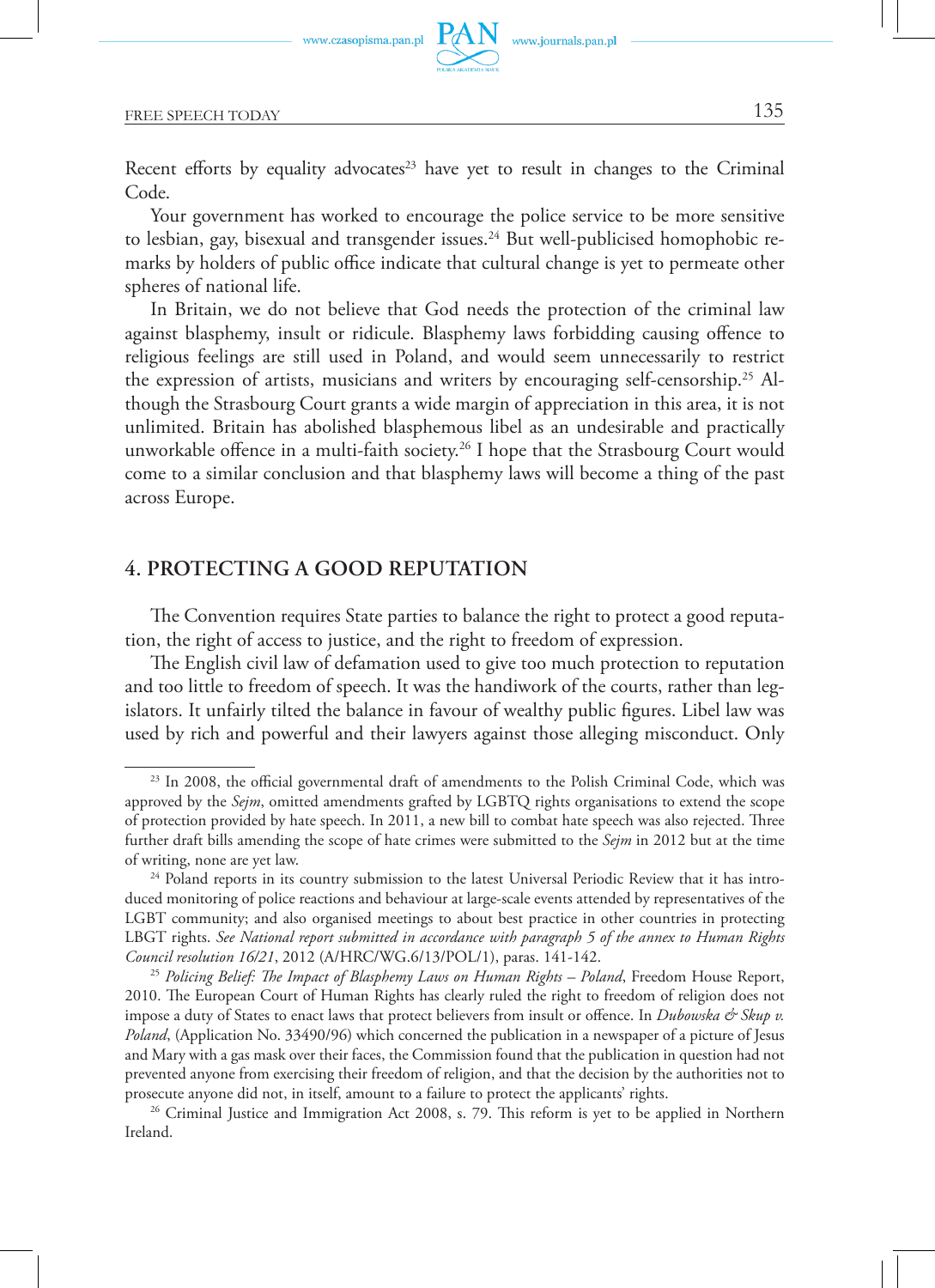Recent efforts by equality advocates[23] have yet to result in changes to the Criminal Code.

Your government has worked to encourage the police service to be more sensitive to lesbian, gay, bisexual and transgender issues.[24] But well-publicised homophobic remarks by holders of public office indicate that cultural change is yet to permeate other spheres of national life.

In Britain, we do not believe that God needs the protection of the criminal law against blasphemy, insult or ridicule. Blasphemy laws forbidding causing offence to religious feelings are still used in Poland, and would seem unnecessarily to restrict the expression of artists, musicians and writers by encouraging self-censorship.[25] Although the Strasbourg Court grants a wide margin of appreciation in this area, it is not unlimited. Britain has abolished blasphemous libel as an undesirable and practically unworkable offence in a multi-faith society.[26] I hope that the Strasbourg Court would come to a similar conclusion and that blasphemy laws will become a thing of the past across Europe.

## 4. PROTECTING A GOOD REPUTATION

The Convention requires State parties to balance the right to protect a good reputation, the right of access to justice, and the right to freedom of expression.

The English civil law of defamation used to give too much protection to reputation and too little to freedom of speech. It was the handiwork of the courts, rather than legislators. It unfairly tilted the balance in favour of wealthy public figures. Libel law was used by rich and powerful and their lawyers against those alleging misconduct. Only

---

[23] In 2008, the official governmental draft of amendments to the Polish Criminal Code, which was approved by the *Sejm*, omitted amendments grafted by LGBTQ rights organisations to extend the scope of protection provided by hate speech. In 2011, a new bill to combat hate speech was also rejected. Three further draft bills amending the scope of hate crimes were submitted to the *Sejm* in 2012 but at the time of writing, none are yet law.

[24] Poland reports in its country submission to the latest Universal Periodic Review that it has introduced monitoring of police reactions and behaviour at large-scale events attended by representatives of the LGBT community; and also organised meetings to about best practice in other countries in protecting LBGT rights. *See National report submitted in accordance with paragraph 5 of the annex to Human Rights Council resolution 16/21*, 2012 (A/HRC/WG.6/13/POL/1), paras. 141-142.

[25] *Policing Belief: The Impact of Blasphemy Laws on Human Rights – Poland*, Freedom House Report, 2010. The European Court of Human Rights has clearly ruled the right to freedom of religion does not impose a duty of States to enact laws that protect believers from insult or offence. In *Dubowska & Skup v. Poland*, (Application No. 33490/96) which concerned the publication in a newspaper of a picture of Jesus and Mary with a gas mask over their faces, the Commission found that the publication in question had not prevented anyone from exercising their freedom of religion, and that the decision by the authorities not to prosecute anyone did not, in itself, amount to a failure to protect the applicants' rights.

[26] Criminal Justice and Immigration Act 2008, s. 79. This reform is yet to be applied in Northern Ireland.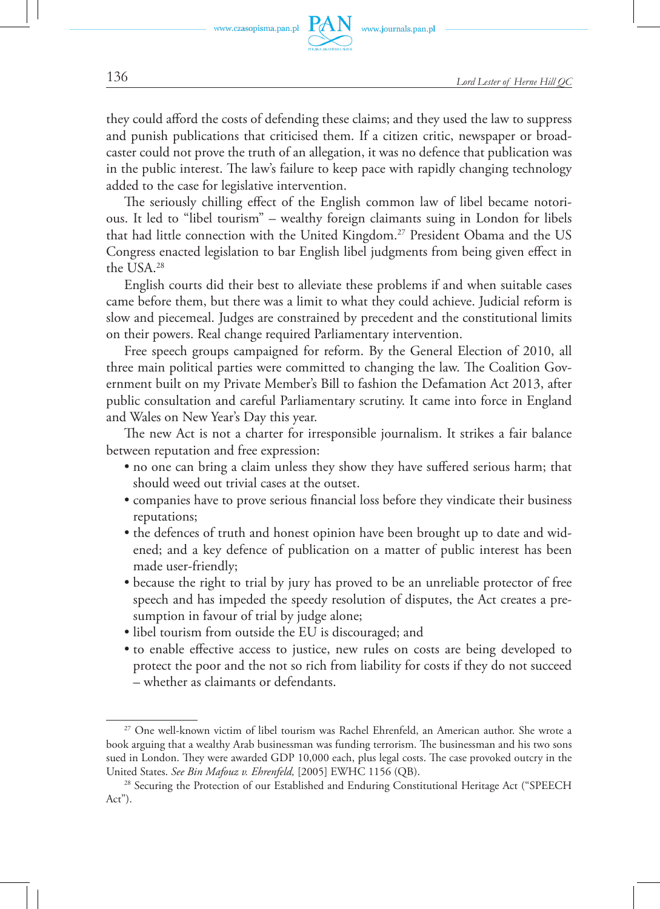they could afford the costs of defending these claims; and they used the law to suppress and punish publications that criticised them. If a citizen critic, newspaper or broadcaster could not prove the truth of an allegation, it was no defence that publication was in the public interest. The law's failure to keep pace with rapidly changing technology added to the case for legislative intervention.

The seriously chilling effect of the English common law of libel became notorious. It led to "libel tourism" – wealthy foreign claimants suing in London for libels that had little connection with the United Kingdom.[27] President Obama and the US Congress enacted legislation to bar English libel judgments from being given effect in the USA.[28]

English courts did their best to alleviate these problems if and when suitable cases came before them, but there was a limit to what they could achieve. Judicial reform is slow and piecemeal. Judges are constrained by precedent and the constitutional limits on their powers. Real change required Parliamentary intervention.

Free speech groups campaigned for reform. By the General Election of 2010, all three main political parties were committed to changing the law. The Coalition Government built on my Private Member's Bill to fashion the Defamation Act 2013, after public consultation and careful Parliamentary scrutiny. It came into force in England and Wales on New Year's Day this year.

The new Act is not a charter for irresponsible journalism. It strikes a fair balance between reputation and free expression:

- no one can bring a claim unless they show they have suffered serious harm; that should weed out trivial cases at the outset.
- companies have to prove serious financial loss before they vindicate their business reputations;
- the defences of truth and honest opinion have been brought up to date and widened; and a key defence of publication on a matter of public interest has been made user-friendly;
- because the right to trial by jury has proved to be an unreliable protector of free speech and has impeded the speedy resolution of disputes, the Act creates a presumption in favour of trial by judge alone;
- libel tourism from outside the EU is discouraged; and
- to enable effective access to justice, new rules on costs are being developed to protect the poor and the not so rich from liability for costs if they do not succeed – whether as claimants or defendants.

---

[27] One well-known victim of libel tourism was Rachel Ehrenfeld, an American author. She wrote a book arguing that a wealthy Arab businessman was funding terrorism. The businessman and his two sons sued in London. They were awarded GDP 10,000 each, plus legal costs. The case provoked outcry in the United States. *See Bin Mafouz v. Ehrenfeld,* [2005] EWHC 1156 (QB).

[28] Securing the Protection of our Established and Enduring Constitutional Heritage Act ("SPEECH Act").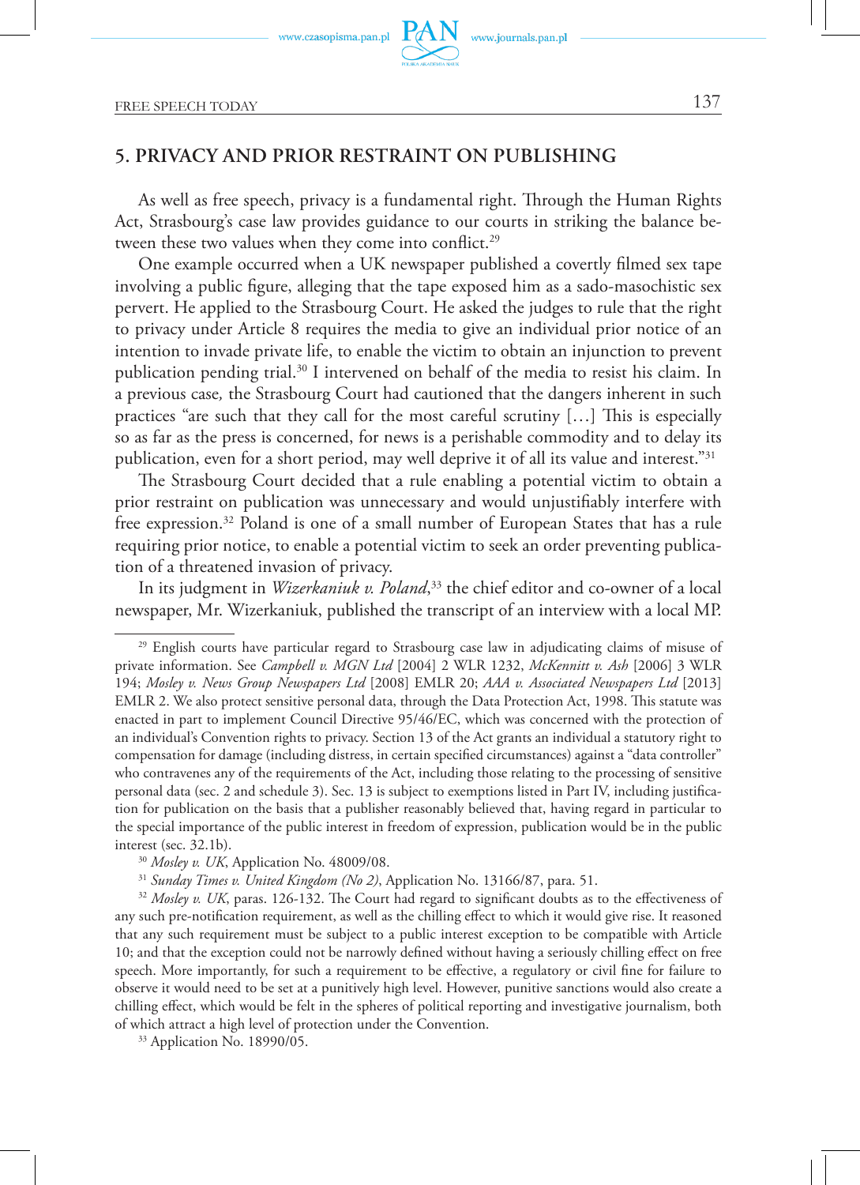## 5. PRIVACY AND PRIOR RESTRAINT ON PUBLISHING

As well as free speech, privacy is a fundamental right. Through the Human Rights Act, Strasbourg's case law provides guidance to our courts in striking the balance between these two values when they come into conflict.[29]

One example occurred when a UK newspaper published a covertly filmed sex tape involving a public figure, alleging that the tape exposed him as a sado-masochistic sex pervert. He applied to the Strasbourg Court. He asked the judges to rule that the right to privacy under Article 8 requires the media to give an individual prior notice of an intention to invade private life, to enable the victim to obtain an injunction to prevent publication pending trial.[30] I intervened on behalf of the media to resist his claim. In a previous case, the Strasbourg Court had cautioned that the dangers inherent in such practices "are such that they call for the most careful scrutiny […] This is especially so as far as the press is concerned, for news is a perishable commodity and to delay its publication, even for a short period, may well deprive it of all its value and interest."[31]

The Strasbourg Court decided that a rule enabling a potential victim to obtain a prior restraint on publication was unnecessary and would unjustifiably interfere with free expression.[32] Poland is one of a small number of European States that has a rule requiring prior notice, to enable a potential victim to seek an order preventing publication of a threatened invasion of privacy.

In its judgment in *Wizerkaniuk v. Poland*,[33] the chief editor and co-owner of a local newspaper, Mr. Wizerkaniuk, published the transcript of an interview with a local MP.

---

[29] English courts have particular regard to Strasbourg case law in adjudicating claims of misuse of private information. See *Campbell v. MGN Ltd* [2004] 2 WLR 1232, *McKennitt v. Ash* [2006] 3 WLR 194; *Mosley v. News Group Newspapers Ltd* [2008] EMLR 20; *AAA v. Associated Newspapers Ltd* [2013] EMLR 2. We also protect sensitive personal data, through the Data Protection Act, 1998. This statute was enacted in part to implement Council Directive 95/46/EC, which was concerned with the protection of an individual's Convention rights to privacy. Section 13 of the Act grants an individual a statutory right to compensation for damage (including distress, in certain specified circumstances) against a "data controller" who contravenes any of the requirements of the Act, including those relating to the processing of sensitive personal data (sec. 2 and schedule 3). Sec. 13 is subject to exemptions listed in Part IV, including justification for publication on the basis that a publisher reasonably believed that, having regard in particular to the special importance of the public interest in freedom of expression, publication would be in the public interest (sec. 32.1b).

[30] *Mosley v. UK*, Application No. 48009/08.

[31] *Sunday Times v. United Kingdom (No 2)*, Application No. 13166/87, para. 51.

[32] *Mosley v. UK*, paras. 126-132. The Court had regard to significant doubts as to the effectiveness of any such pre-notification requirement, as well as the chilling effect to which it would give rise. It reasoned that any such requirement must be subject to a public interest exception to be compatible with Article 10; and that the exception could not be narrowly defined without having a seriously chilling effect on free speech. More importantly, for such a requirement to be effective, a regulatory or civil fine for failure to observe it would need to be set at a punitively high level. However, punitive sanctions would also create a chilling effect, which would be felt in the spheres of political reporting and investigative journalism, both of which attract a high level of protection under the Convention.

[33] Application No. 18990/05.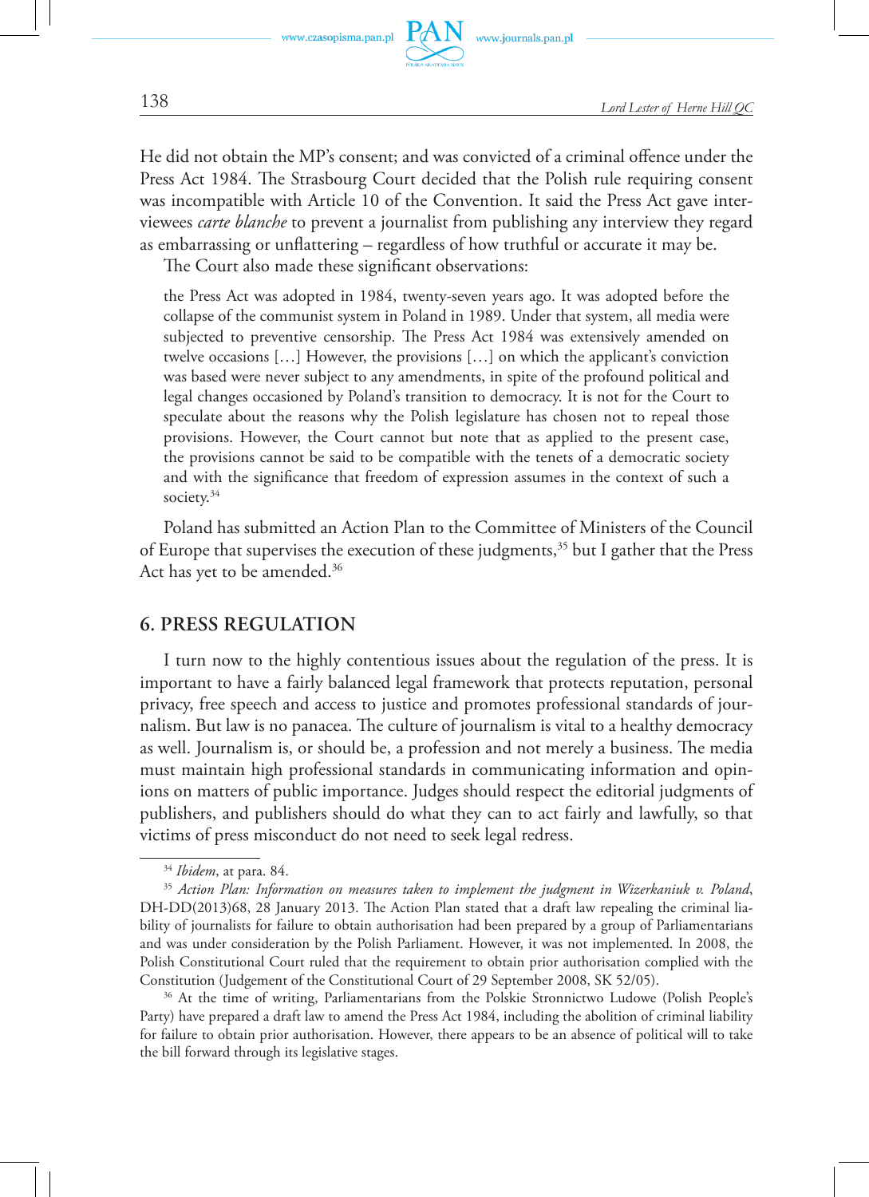He did not obtain the MP's consent; and was convicted of a criminal offence under the Press Act 1984. The Strasbourg Court decided that the Polish rule requiring consent was incompatible with Article 10 of the Convention. It said the Press Act gave interviewees *carte blanche* to prevent a journalist from publishing any interview they regard as embarrassing or unflattering – regardless of how truthful or accurate it may be.

The Court also made these significant observations:

> the Press Act was adopted in 1984, twenty-seven years ago. It was adopted before the collapse of the communist system in Poland in 1989. Under that system, all media were subjected to preventive censorship. The Press Act 1984 was extensively amended on twelve occasions […] However, the provisions […] on which the applicant's conviction was based were never subject to any amendments, in spite of the profound political and legal changes occasioned by Poland's transition to democracy. It is not for the Court to speculate about the reasons why the Polish legislature has chosen not to repeal those provisions. However, the Court cannot but note that as applied to the present case, the provisions cannot be said to be compatible with the tenets of a democratic society and with the significance that freedom of expression assumes in the context of such a society.[34]

Poland has submitted an Action Plan to the Committee of Ministers of the Council of Europe that supervises the execution of these judgments,[35] but I gather that the Press Act has yet to be amended.[36]

## 6. PRESS REGULATION

I turn now to the highly contentious issues about the regulation of the press. It is important to have a fairly balanced legal framework that protects reputation, personal privacy, free speech and access to justice and promotes professional standards of journalism. But law is no panacea. The culture of journalism is vital to a healthy democracy as well. Journalism is, or should be, a profession and not merely a business. The media must maintain high professional standards in communicating information and opinions on matters of public importance. Judges should respect the editorial judgments of publishers, and publishers should do what they can to act fairly and lawfully, so that victims of press misconduct do not need to seek legal redress.

---

[34] *Ibidem*, at para. 84.

[35] *Action Plan: Information on measures taken to implement the judgment in Wizerkaniuk v. Poland*, DH-DD(2013)68, 28 January 2013. The Action Plan stated that a draft law repealing the criminal liability of journalists for failure to obtain authorisation had been prepared by a group of Parliamentarians and was under consideration by the Polish Parliament. However, it was not implemented. In 2008, the Polish Constitutional Court ruled that the requirement to obtain prior authorisation complied with the Constitution (Judgement of the Constitutional Court of 29 September 2008, SK 52/05).

[36] At the time of writing, Parliamentarians from the Polskie Stronnictwo Ludowe (Polish People's Party) have prepared a draft law to amend the Press Act 1984, including the abolition of criminal liability for failure to obtain prior authorisation. However, there appears to be an absence of political will to take the bill forward through its legislative stages.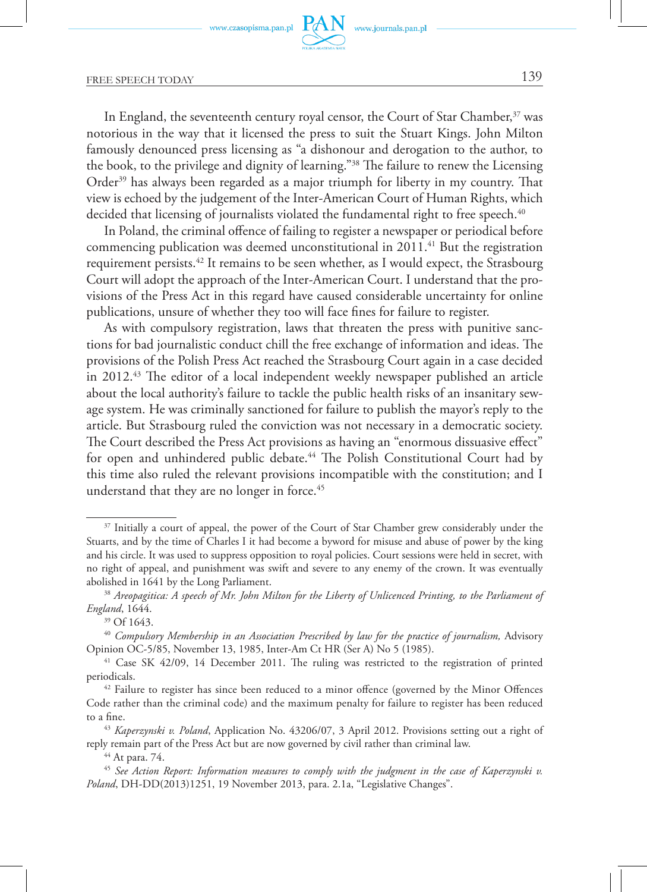In England, the seventeenth century royal censor, the Court of Star Chamber,[37] was notorious in the way that it licensed the press to suit the Stuart Kings. John Milton famously denounced press licensing as "a dishonour and derogation to the author, to the book, to the privilege and dignity of learning."[38] The failure to renew the Licensing Order[39] has always been regarded as a major triumph for liberty in my country. That view is echoed by the judgement of the Inter-American Court of Human Rights, which decided that licensing of journalists violated the fundamental right to free speech.[40]

In Poland, the criminal offence of failing to register a newspaper or periodical before commencing publication was deemed unconstitutional in 2011.[41] But the registration requirement persists.[42] It remains to be seen whether, as I would expect, the Strasbourg Court will adopt the approach of the Inter-American Court. I understand that the provisions of the Press Act in this regard have caused considerable uncertainty for online publications, unsure of whether they too will face fines for failure to register.

As with compulsory registration, laws that threaten the press with punitive sanctions for bad journalistic conduct chill the free exchange of information and ideas. The provisions of the Polish Press Act reached the Strasbourg Court again in a case decided in 2012.[43] The editor of a local independent weekly newspaper published an article about the local authority's failure to tackle the public health risks of an insanitary sewage system. He was criminally sanctioned for failure to publish the mayor's reply to the article. But Strasbourg ruled the conviction was not necessary in a democratic society. The Court described the Press Act provisions as having an "enormous dissuasive effect" for open and unhindered public debate.[44] The Polish Constitutional Court had by this time also ruled the relevant provisions incompatible with the constitution; and I understand that they are no longer in force.[45]

---

[37] Initially a court of appeal, the power of the Court of Star Chamber grew considerably under the Stuarts, and by the time of Charles I it had become a byword for misuse and abuse of power by the king and his circle. It was used to suppress opposition to royal policies. Court sessions were held in secret, with no right of appeal, and punishment was swift and severe to any enemy of the crown. It was eventually abolished in 1641 by the Long Parliament.

[38] *Areopagitica: A speech of Mr. John Milton for the Liberty of Unlicenced Printing, to the Parliament of England*, 1644.

[39] Of 1643.

[40] *Compulsory Membership in an Association Prescribed by law for the practice of journalism,* Advisory Opinion OC-5/85, November 13, 1985, Inter-Am Ct HR (Ser A) No 5 (1985).

[41] Case SK 42/09, 14 December 2011. The ruling was restricted to the registration of printed periodicals.

[42] Failure to register has since been reduced to a minor offence (governed by the Minor Offences Code rather than the criminal code) and the maximum penalty for failure to register has been reduced to a fine.

[43] *Kaperzynski v. Poland*, Application No. 43206/07, 3 April 2012. Provisions setting out a right of reply remain part of the Press Act but are now governed by civil rather than criminal law.

[44] At para. 74.

[45] *See Action Report: Information measures to comply with the judgment in the case of Kaperzynski v. Poland*, DH-DD(2013)1251, 19 November 2013, para. 2.1a, "Legislative Changes".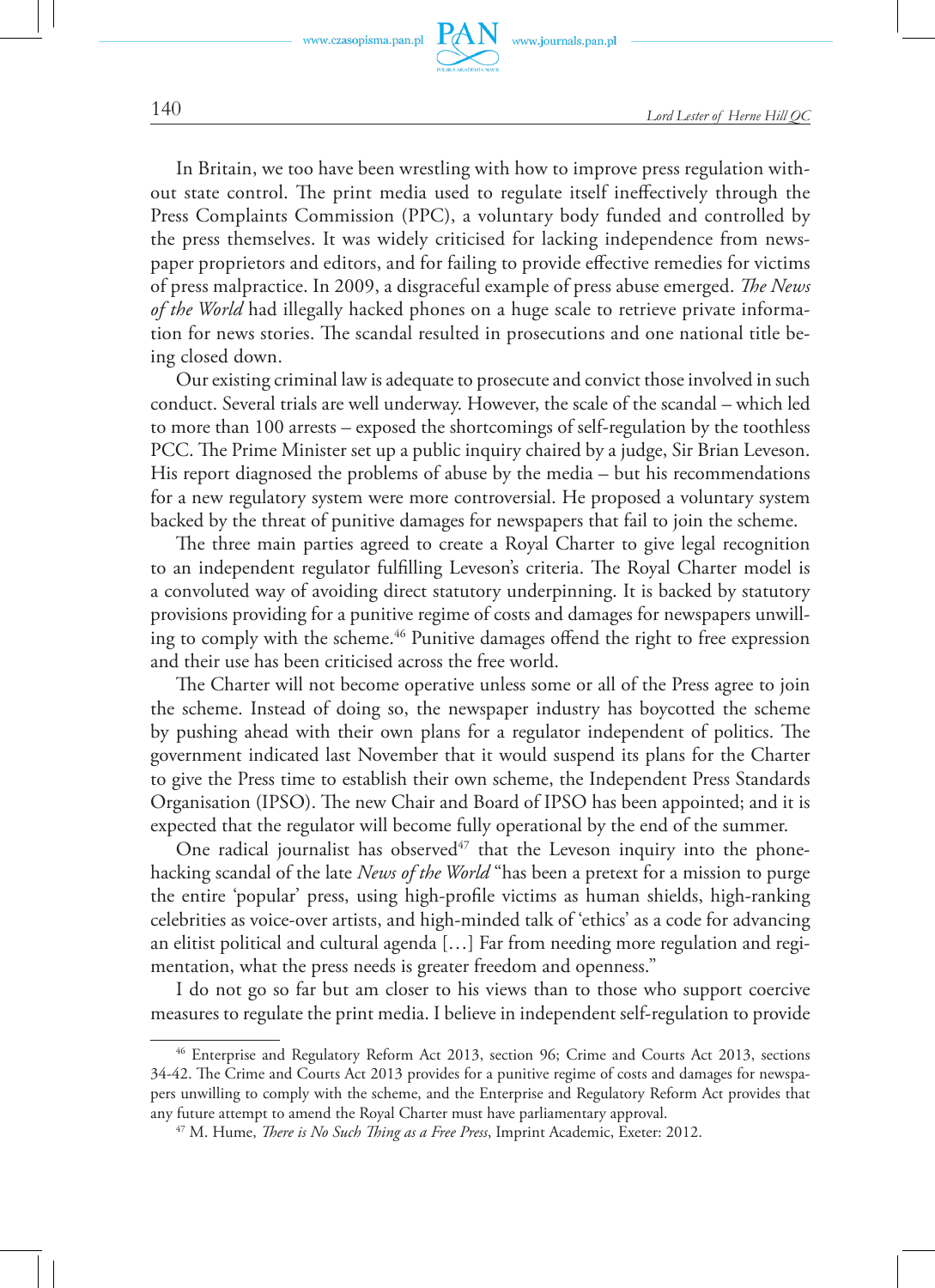In Britain, we too have been wrestling with how to improve press regulation without state control. The print media used to regulate itself ineffectively through the Press Complaints Commission (PPC), a voluntary body funded and controlled by the press themselves. It was widely criticised for lacking independence from newspaper proprietors and editors, and for failing to provide effective remedies for victims of press malpractice. In 2009, a disgraceful example of press abuse emerged. *The News of the World* had illegally hacked phones on a huge scale to retrieve private information for news stories. The scandal resulted in prosecutions and one national title being closed down.

Our existing criminal law is adequate to prosecute and convict those involved in such conduct. Several trials are well underway. However, the scale of the scandal – which led to more than 100 arrests – exposed the shortcomings of self-regulation by the toothless PCC. The Prime Minister set up a public inquiry chaired by a judge, Sir Brian Leveson. His report diagnosed the problems of abuse by the media – but his recommendations for a new regulatory system were more controversial. He proposed a voluntary system backed by the threat of punitive damages for newspapers that fail to join the scheme.

The three main parties agreed to create a Royal Charter to give legal recognition to an independent regulator fulfilling Leveson's criteria. The Royal Charter model is a convoluted way of avoiding direct statutory underpinning. It is backed by statutory provisions providing for a punitive regime of costs and damages for newspapers unwilling to comply with the scheme.[46] Punitive damages offend the right to free expression and their use has been criticised across the free world.

The Charter will not become operative unless some or all of the Press agree to join the scheme. Instead of doing so, the newspaper industry has boycotted the scheme by pushing ahead with their own plans for a regulator independent of politics. The government indicated last November that it would suspend its plans for the Charter to give the Press time to establish their own scheme, the Independent Press Standards Organisation (IPSO). The new Chair and Board of IPSO has been appointed; and it is expected that the regulator will become fully operational by the end of the summer.

One radical journalist has observed[47] that the Leveson inquiry into the phone-hacking scandal of the late *News of the World* "has been a pretext for a mission to purge the entire 'popular' press, using high-profile victims as human shields, high-ranking celebrities as voice-over artists, and high-minded talk of 'ethics' as a code for advancing an elitist political and cultural agenda […] Far from needing more regulation and regimentation, what the press needs is greater freedom and openness."

I do not go so far but am closer to his views than to those who support coercive measures to regulate the print media. I believe in independent self-regulation to provide

---

[46] Enterprise and Regulatory Reform Act 2013, section 96; Crime and Courts Act 2013, sections 34-42. The Crime and Courts Act 2013 provides for a punitive regime of costs and damages for newspapers unwilling to comply with the scheme, and the Enterprise and Regulatory Reform Act provides that any future attempt to amend the Royal Charter must have parliamentary approval.

[47] M. Hume, *There is No Such Thing as a Free Press*, Imprint Academic, Exeter: 2012.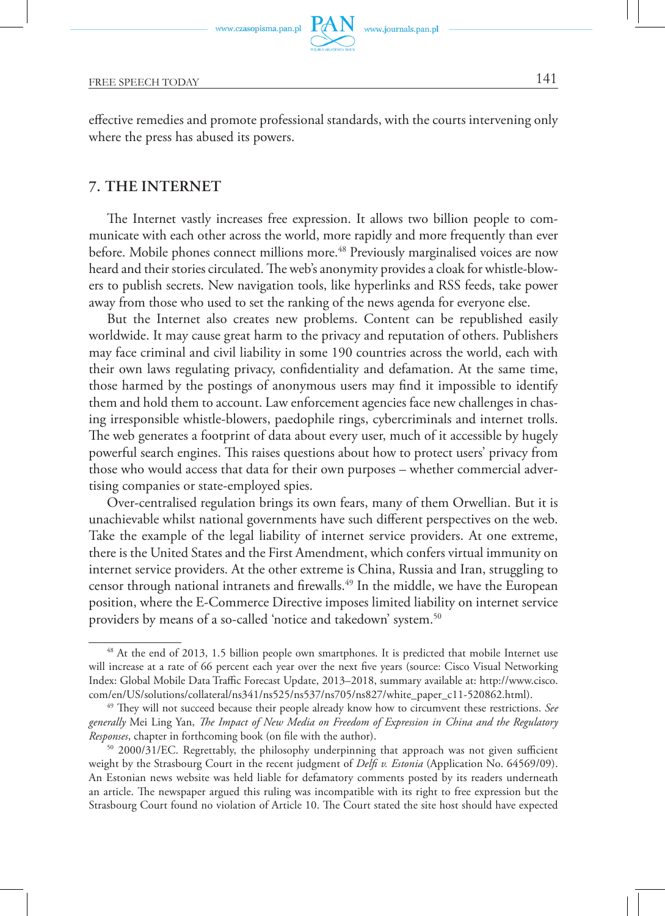effective remedies and promote professional standards, with the courts intervening only where the press has abused its powers.

## 7. THE INTERNET

The Internet vastly increases free expression. It allows two billion people to communicate with each other across the world, more rapidly and more frequently than ever before. Mobile phones connect millions more.[48] Previously marginalised voices are now heard and their stories circulated. The web's anonymity provides a cloak for whistle-blowers to publish secrets. New navigation tools, like hyperlinks and RSS feeds, take power away from those who used to set the ranking of the news agenda for everyone else.

But the Internet also creates new problems. Content can be republished easily worldwide. It may cause great harm to the privacy and reputation of others. Publishers may face criminal and civil liability in some 190 countries across the world, each with their own laws regulating privacy, confidentiality and defamation. At the same time, those harmed by the postings of anonymous users may find it impossible to identify them and hold them to account. Law enforcement agencies face new challenges in chasing irresponsible whistle-blowers, paedophile rings, cybercriminals and internet trolls. The web generates a footprint of data about every user, much of it accessible by hugely powerful search engines. This raises questions about how to protect users' privacy from those who would access that data for their own purposes – whether commercial advertising companies or state-employed spies.

Over-centralised regulation brings its own fears, many of them Orwellian. But it is unachievable whilst national governments have such different perspectives on the web. Take the example of the legal liability of internet service providers. At one extreme, there is the United States and the First Amendment, which confers virtual immunity on internet service providers. At the other extreme is China, Russia and Iran, struggling to censor through national intranets and firewalls.[49] In the middle, we have the European position, where the E-Commerce Directive imposes limited liability on internet service providers by means of a so-called 'notice and takedown' system.[50]

---

[48] At the end of 2013, 1.5 billion people own smartphones. It is predicted that mobile Internet use will increase at a rate of 66 percent each year over the next five years (source: Cisco Visual Networking Index: Global Mobile Data Traffic Forecast Update, 2013–2018, summary available at: http://www.cisco.com/en/US/solutions/collateral/ns341/ns525/ns537/ns705/ns827/white_paper_c11-520862.html).

[49] They will not succeed because their people already know how to circumvent these restrictions. *See generally* Mei Ling Yan, *The Impact of New Media on Freedom of Expression in China and the Regulatory Responses*, chapter in forthcoming book (on file with the author).

[50] 2000/31/EC. Regrettably, the philosophy underpinning that approach was not given sufficient weight by the Strasbourg Court in the recent judgment of *Delfi v. Estonia* (Application No. 64569/09). An Estonian news website was held liable for defamatory comments posted by its readers underneath an article. The newspaper argued this ruling was incompatible with its right to free expression but the Strasbourg Court found no violation of Article 10. The Court stated the site host should have expected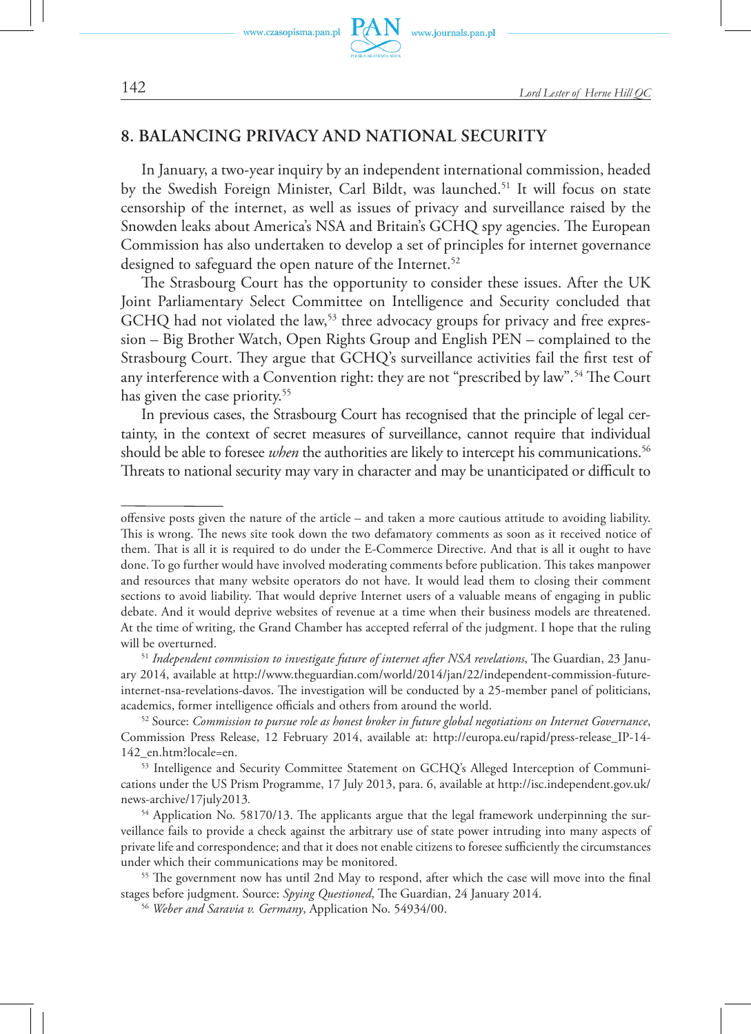## 8. BALANCING PRIVACY AND NATIONAL SECURITY

In January, a two-year inquiry by an independent international commission, headed by the Swedish Foreign Minister, Carl Bildt, was launched.[51] It will focus on state censorship of the internet, as well as issues of privacy and surveillance raised by the Snowden leaks about America's NSA and Britain's GCHQ spy agencies. The European Commission has also undertaken to develop a set of principles for internet governance designed to safeguard the open nature of the Internet.[52]

The Strasbourg Court has the opportunity to consider these issues. After the UK Joint Parliamentary Select Committee on Intelligence and Security concluded that GCHQ had not violated the law,[53] three advocacy groups for privacy and free expression – Big Brother Watch, Open Rights Group and English PEN – complained to the Strasbourg Court. They argue that GCHQ's surveillance activities fail the first test of any interference with a Convention right: they are not "prescribed by law".[54] The Court has given the case priority.[55]

In previous cases, the Strasbourg Court has recognised that the principle of legal certainty, in the context of secret measures of surveillance, cannot require that individual should be able to foresee *when* the authorities are likely to intercept his communications.[56] Threats to national security may vary in character and may be unanticipated or difficult to

---

offensive posts given the nature of the article – and taken a more cautious attitude to avoiding liability. This is wrong. The news site took down the two defamatory comments as soon as it received notice of them. That is all it is required to do under the E-Commerce Directive. And that is all it ought to have done. To go further would have involved moderating comments before publication. This takes manpower and resources that many website operators do not have. It would lead them to closing their comment sections to avoid liability. That would deprive Internet users of a valuable means of engaging in public debate. And it would deprive websites of revenue at a time when their business models are threatened. At the time of writing, the Grand Chamber has accepted referral of the judgment. I hope that the ruling will be overturned.

[51] *Independent commission to investigate future of internet after NSA revelations*, The Guardian, 23 January 2014, available at http://www.theguardian.com/world/2014/jan/22/independent-commission-future-internet-nsa-revelations-davos. The investigation will be conducted by a 25-member panel of politicians, academics, former intelligence officials and others from around the world.

[52] Source: *Commission to pursue role as honest broker in future global negotiations on Internet Governance*, Commission Press Release, 12 February 2014, available at: http://europa.eu/rapid/press-release_IP-14-142_en.htm?locale=en.

[53] Intelligence and Security Committee Statement on GCHQ's Alleged Interception of Communications under the US Prism Programme, 17 July 2013, para. 6, available at http://isc.independent.gov.uk/news-archive/17july2013.

[54] Application No. 58170/13. The applicants argue that the legal framework underpinning the surveillance fails to provide a check against the arbitrary use of state power intruding into many aspects of private life and correspondence; and that it does not enable citizens to foresee sufficiently the circumstances under which their communications may be monitored.

[55] The government now has until 2nd May to respond, after which the case will move into the final stages before judgment. Source: *Spying Questioned*, The Guardian, 24 January 2014.

[56] *Weber and Saravia v. Germany*, Application No. 54934/00.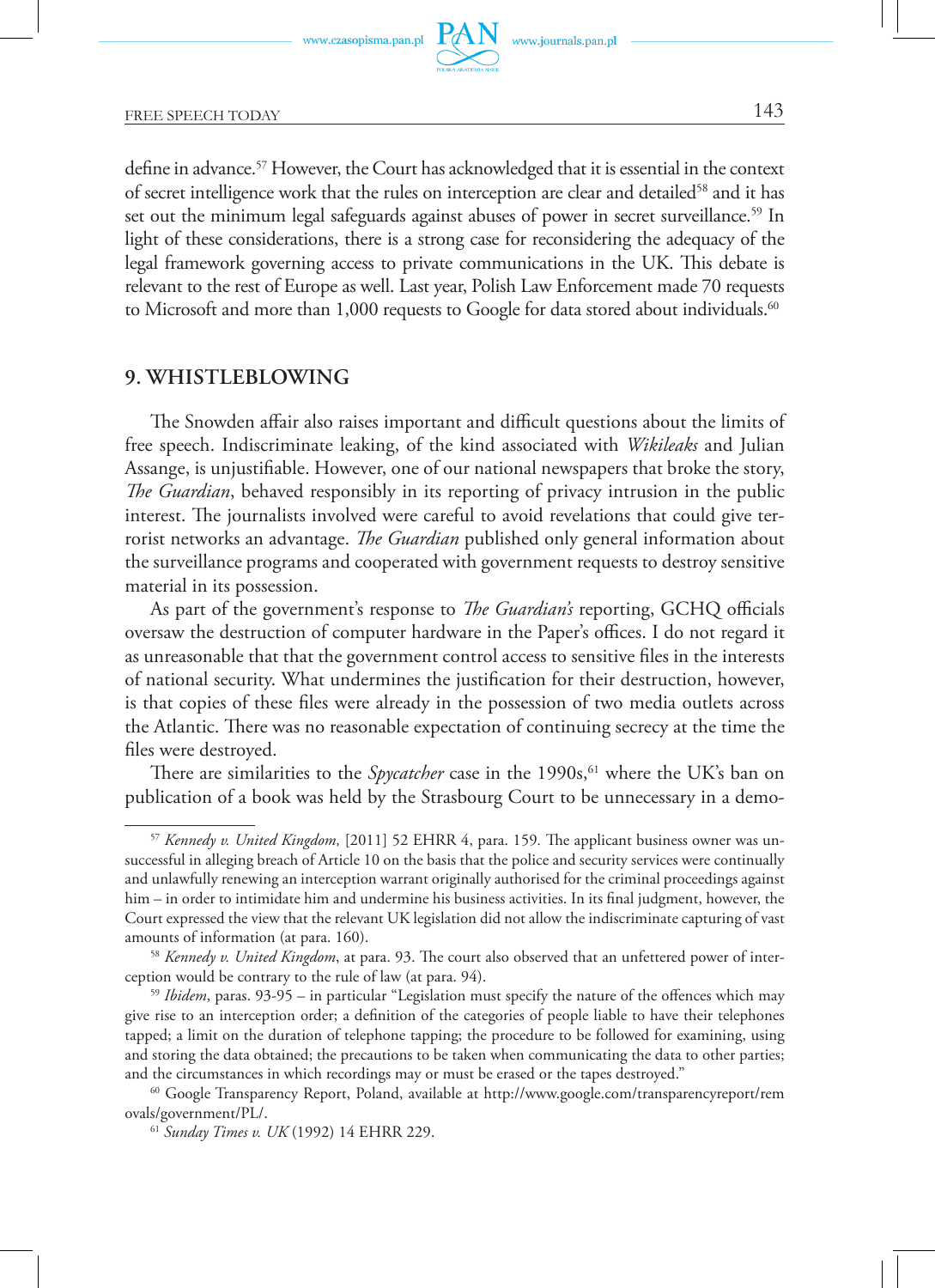define in advance.[57] However, the Court has acknowledged that it is essential in the context of secret intelligence work that the rules on interception are clear and detailed[58] and it has set out the minimum legal safeguards against abuses of power in secret surveillance.[59] In light of these considerations, there is a strong case for reconsidering the adequacy of the legal framework governing access to private communications in the UK. This debate is relevant to the rest of Europe as well. Last year, Polish Law Enforcement made 70 requests to Microsoft and more than 1,000 requests to Google for data stored about individuals.[60]

## 9. WHISTLEBLOWING

The Snowden affair also raises important and difficult questions about the limits of free speech. Indiscriminate leaking, of the kind associated with *Wikileaks* and Julian Assange, is unjustifiable. However, one of our national newspapers that broke the story, *The Guardian*, behaved responsibly in its reporting of privacy intrusion in the public interest. The journalists involved were careful to avoid revelations that could give terrorist networks an advantage. *The Guardian* published only general information about the surveillance programs and cooperated with government requests to destroy sensitive material in its possession.

As part of the government's response to *The Guardian's* reporting, GCHQ officials oversaw the destruction of computer hardware in the Paper's offices. I do not regard it as unreasonable that that the government control access to sensitive files in the interests of national security. What undermines the justification for their destruction, however, is that copies of these files were already in the possession of two media outlets across the Atlantic. There was no reasonable expectation of continuing secrecy at the time the files were destroyed.

There are similarities to the *Spycatcher* case in the 1990s,[61] where the UK's ban on publication of a book was held by the Strasbourg Court to be unnecessary in a demo-

---

[57] *Kennedy v. United Kingdom,* [2011] 52 EHRR 4, para. 159. The applicant business owner was unsuccessful in alleging breach of Article 10 on the basis that the police and security services were continually and unlawfully renewing an interception warrant originally authorised for the criminal proceedings against him – in order to intimidate him and undermine his business activities. In its final judgment, however, the Court expressed the view that the relevant UK legislation did not allow the indiscriminate capturing of vast amounts of information (at para. 160).

[58] *Kennedy v. United Kingdom*, at para. 93. The court also observed that an unfettered power of interception would be contrary to the rule of law (at para. 94).

[59] *Ibidem*, paras. 93-95 – in particular "Legislation must specify the nature of the offences which may give rise to an interception order; a definition of the categories of people liable to have their telephones tapped; a limit on the duration of telephone tapping; the procedure to be followed for examining, using and storing the data obtained; the precautions to be taken when communicating the data to other parties; and the circumstances in which recordings may or must be erased or the tapes destroyed."

[60] Google Transparency Report, Poland, available at http://www.google.com/transparencyreport/removals/government/PL/.

[61] *Sunday Times v. UK* (1992) 14 EHRR 229.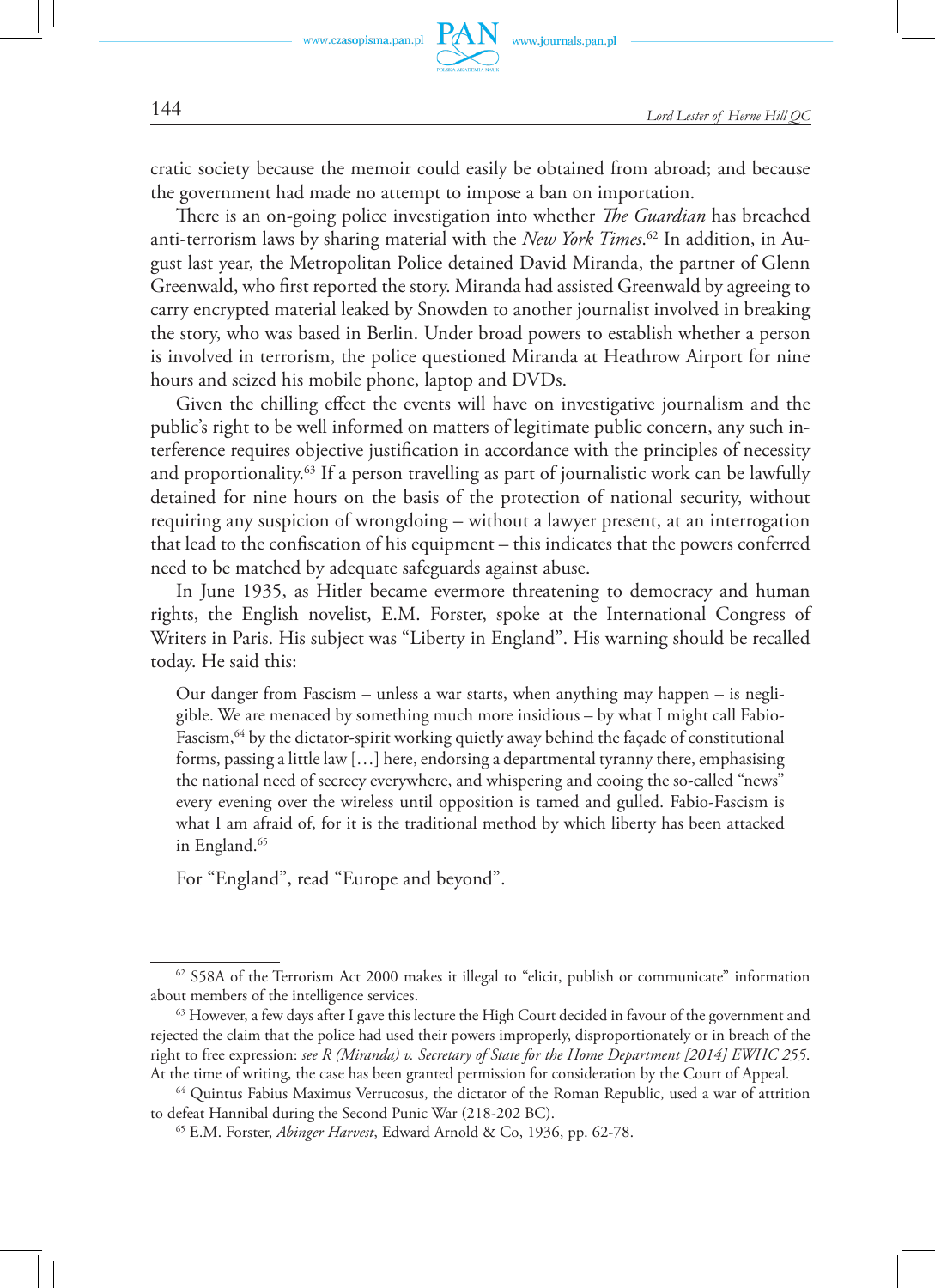cratic society because the memoir could easily be obtained from abroad; and because the government had made no attempt to impose a ban on importation.

There is an on-going police investigation into whether *The Guardian* has breached anti-terrorism laws by sharing material with the *New York Times*.[62] In addition, in August last year, the Metropolitan Police detained David Miranda, the partner of Glenn Greenwald, who first reported the story. Miranda had assisted Greenwald by agreeing to carry encrypted material leaked by Snowden to another journalist involved in breaking the story, who was based in Berlin. Under broad powers to establish whether a person is involved in terrorism, the police questioned Miranda at Heathrow Airport for nine hours and seized his mobile phone, laptop and DVDs.

Given the chilling effect the events will have on investigative journalism and the public's right to be well informed on matters of legitimate public concern, any such interference requires objective justification in accordance with the principles of necessity and proportionality.[63] If a person travelling as part of journalistic work can be lawfully detained for nine hours on the basis of the protection of national security, without requiring any suspicion of wrongdoing – without a lawyer present, at an interrogation that lead to the confiscation of his equipment – this indicates that the powers conferred need to be matched by adequate safeguards against abuse.

In June 1935, as Hitler became evermore threatening to democracy and human rights, the English novelist, E.M. Forster, spoke at the International Congress of Writers in Paris. His subject was "Liberty in England". His warning should be recalled today. He said this:

> Our danger from Fascism – unless a war starts, when anything may happen – is negligible. We are menaced by something much more insidious – by what I might call Fabio-Fascism,[64] by the dictator-spirit working quietly away behind the façade of constitutional forms, passing a little law […] here, endorsing a departmental tyranny there, emphasising the national need of secrecy everywhere, and whispering and cooing the so-called "news" every evening over the wireless until opposition is tamed and gulled. Fabio-Fascism is what I am afraid of, for it is the traditional method by which liberty has been attacked in England.[65]

For "England", read "Europe and beyond".

---

[62] S58A of the Terrorism Act 2000 makes it illegal to "elicit, publish or communicate" information about members of the intelligence services.

[63] However, a few days after I gave this lecture the High Court decided in favour of the government and rejected the claim that the police had used their powers improperly, disproportionately or in breach of the right to free expression: *see R (Miranda) v. Secretary of State for the Home Department [2014] EWHC 255*. At the time of writing, the case has been granted permission for consideration by the Court of Appeal.

[64] Quintus Fabius Maximus Verrucosus, the dictator of the Roman Republic, used a war of attrition to defeat Hannibal during the Second Punic War (218-202 BC).

[65] E.M. Forster, *Abinger Harvest*, Edward Arnold & Co, 1936, pp. 62-78.